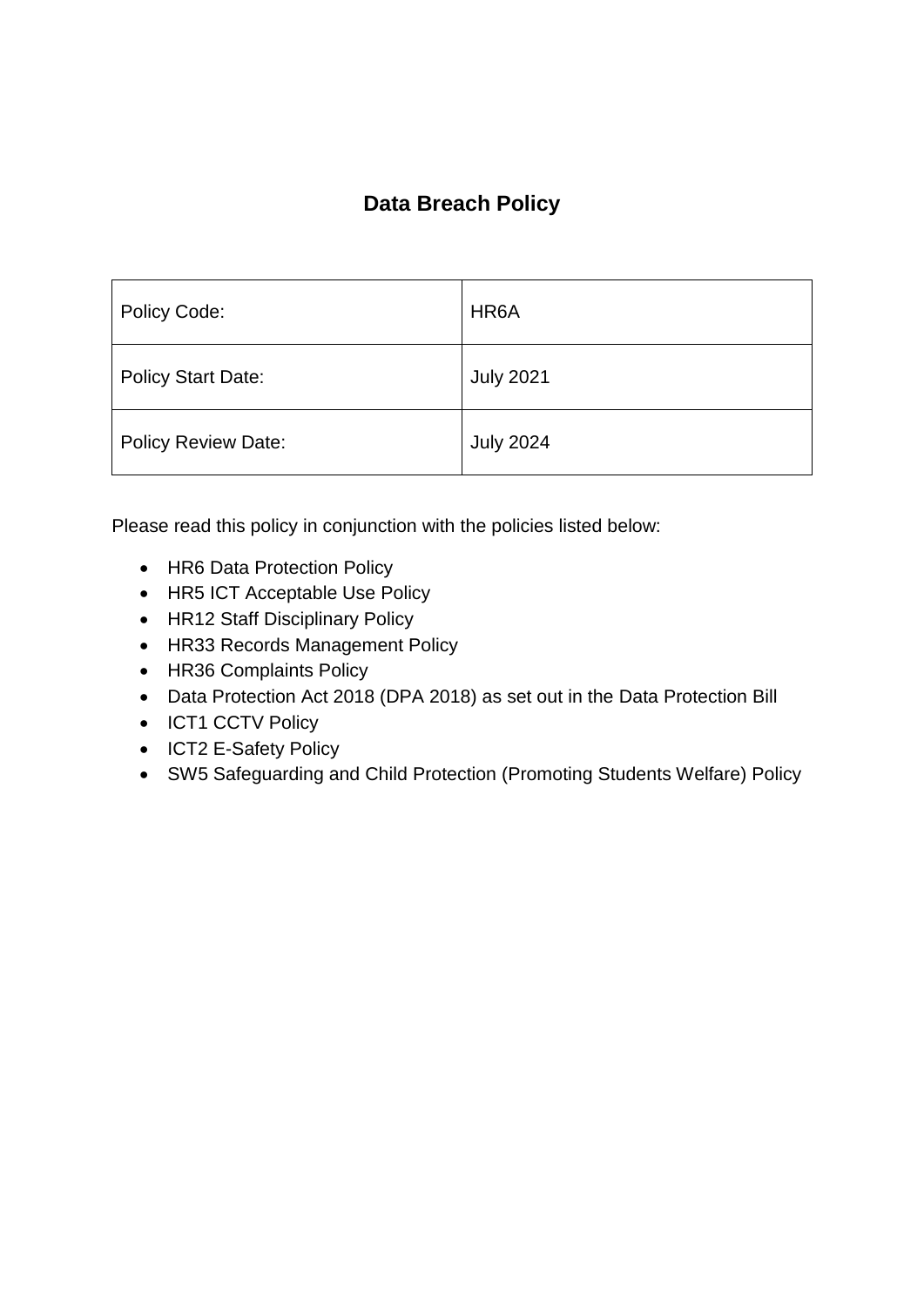# Data Breach Policy

| Policy Code: | HR6A |
|---|---|
| Policy Start Date: | July 2021 |
| Policy Review Date: | July 2024 |

Please read this policy in conjunction with the policies listed below:

- HR6 Data Protection Policy
- HR5 ICT Acceptable Use Policy
- HR12 Staff Disciplinary Policy
- HR33 Records Management Policy
- HR36 Complaints Policy
- Data Protection Act 2018 (DPA 2018) as set out in the Data Protection Bill
- ICT1 CCTV Policy
- ICT2 E-Safety Policy
- SW5 Safeguarding and Child Protection (Promoting Students Welfare) Policy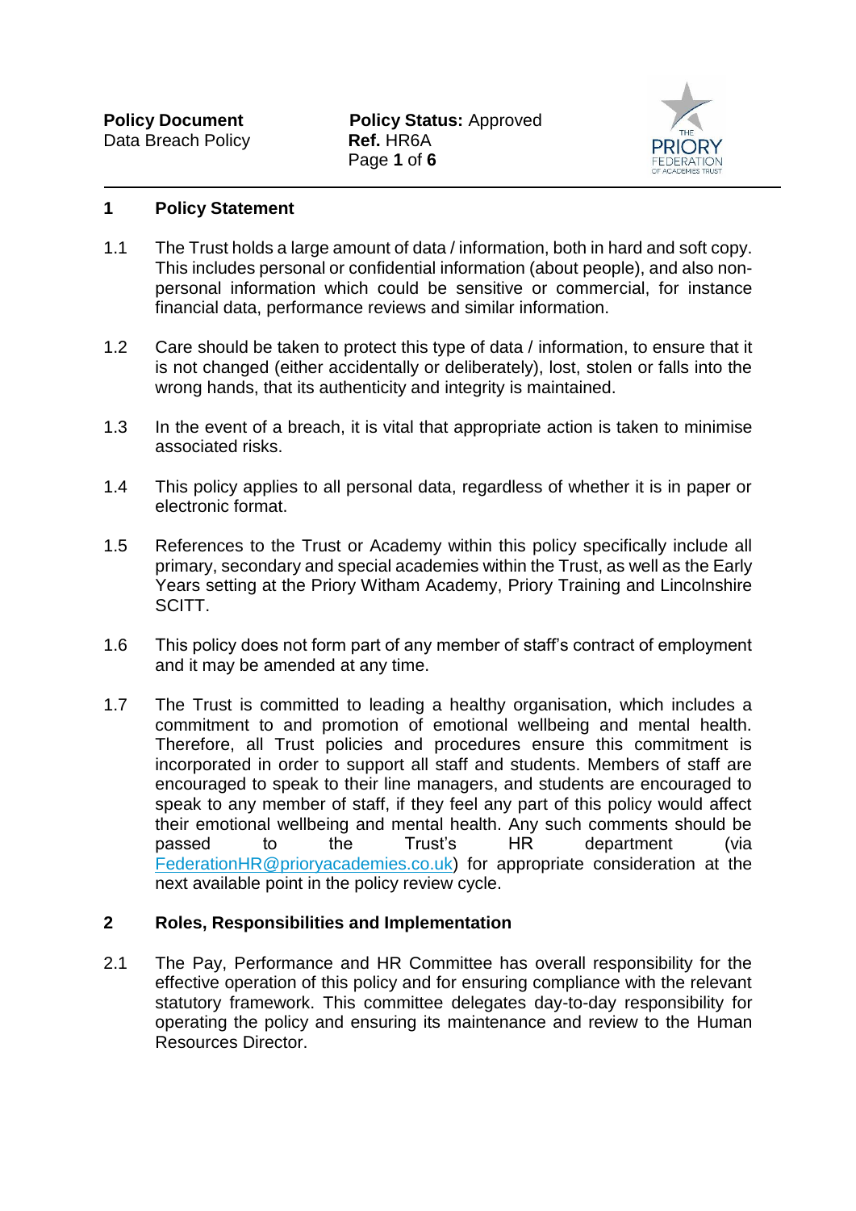## 1 Policy Statement

1.1 The Trust holds a large amount of data / information, both in hard and soft copy. This includes personal or confidential information (about people), and also non-personal information which could be sensitive or commercial, for instance financial data, performance reviews and similar information.

1.2 Care should be taken to protect this type of data / information, to ensure that it is not changed (either accidentally or deliberately), lost, stolen or falls into the wrong hands, that its authenticity and integrity is maintained.

1.3 In the event of a breach, it is vital that appropriate action is taken to minimise associated risks.

1.4 This policy applies to all personal data, regardless of whether it is in paper or electronic format.

1.5 References to the Trust or Academy within this policy specifically include all primary, secondary and special academies within the Trust, as well as the Early Years setting at the Priory Witham Academy, Priory Training and Lincolnshire SCITT.

1.6 This policy does not form part of any member of staff's contract of employment and it may be amended at any time.

1.7 The Trust is committed to leading a healthy organisation, which includes a commitment to and promotion of emotional wellbeing and mental health. Therefore, all Trust policies and procedures ensure this commitment is incorporated in order to support all staff and students. Members of staff are encouraged to speak to their line managers, and students are encouraged to speak to any member of staff, if they feel any part of this policy would affect their emotional wellbeing and mental health. Any such comments should be passed to the Trust's HR department (via FederationHR@prioryacademies.co.uk) for appropriate consideration at the next available point in the policy review cycle.

## 2 Roles, Responsibilities and Implementation

2.1 The Pay, Performance and HR Committee has overall responsibility for the effective operation of this policy and for ensuring compliance with the relevant statutory framework. This committee delegates day-to-day responsibility for operating the policy and ensuring its maintenance and review to the Human Resources Director.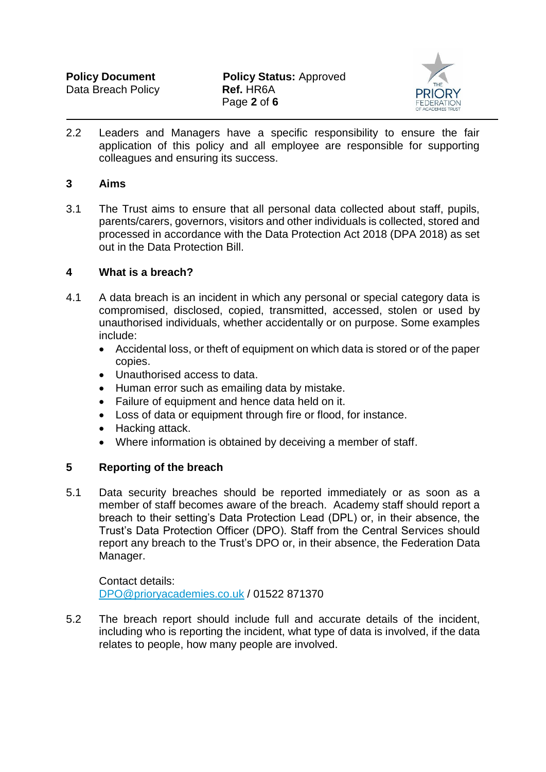2.2 Leaders and Managers have a specific responsibility to ensure the fair application of this policy and all employee are responsible for supporting colleagues and ensuring its success.

## 3 Aims

3.1 The Trust aims to ensure that all personal data collected about staff, pupils, parents/carers, governors, visitors and other individuals is collected, stored and processed in accordance with the Data Protection Act 2018 (DPA 2018) as set out in the Data Protection Bill.

## 4 What is a breach?

4.1 A data breach is an incident in which any personal or special category data is compromised, disclosed, copied, transmitted, accessed, stolen or used by unauthorised individuals, whether accidentally or on purpose. Some examples include:

- Accidental loss, or theft of equipment on which data is stored or of the paper copies.
- Unauthorised access to data.
- Human error such as emailing data by mistake.
- Failure of equipment and hence data held on it.
- Loss of data or equipment through fire or flood, for instance.
- Hacking attack.
- Where information is obtained by deceiving a member of staff.

## 5 Reporting of the breach

5.1 Data security breaches should be reported immediately or as soon as a member of staff becomes aware of the breach. Academy staff should report a breach to their setting's Data Protection Lead (DPL) or, in their absence, the Trust's Data Protection Officer (DPO). Staff from the Central Services should report any breach to the Trust's DPO or, in their absence, the Federation Data Manager.

Contact details:
DPO@prioryacademies.co.uk / 01522 871370

5.2 The breach report should include full and accurate details of the incident, including who is reporting the incident, what type of data is involved, if the data relates to people, how many people are involved.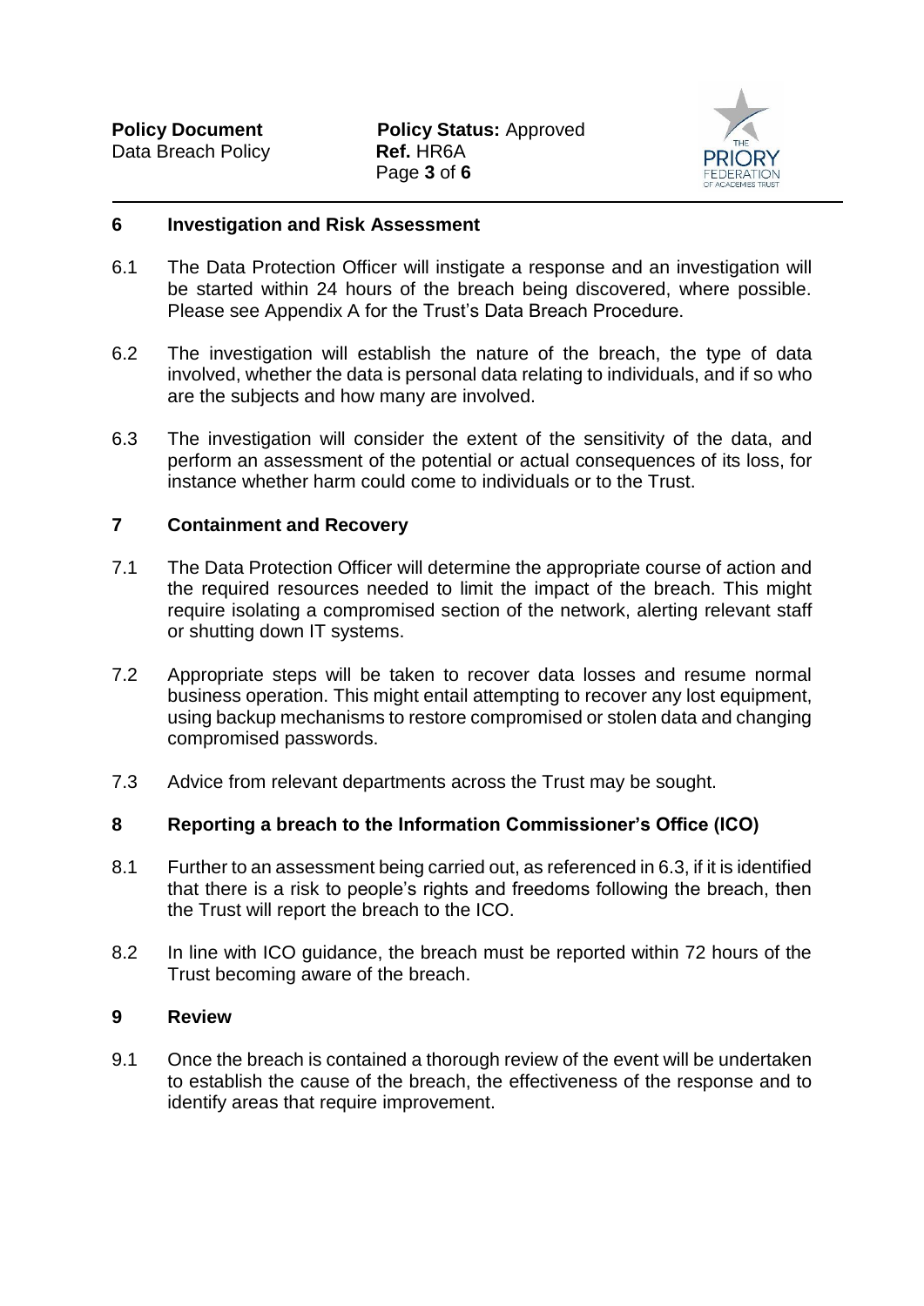## 6 Investigation and Risk Assessment

6.1 The Data Protection Officer will instigate a response and an investigation will be started within 24 hours of the breach being discovered, where possible. Please see Appendix A for the Trust's Data Breach Procedure.

6.2 The investigation will establish the nature of the breach, the type of data involved, whether the data is personal data relating to individuals, and if so who are the subjects and how many are involved.

6.3 The investigation will consider the extent of the sensitivity of the data, and perform an assessment of the potential or actual consequences of its loss, for instance whether harm could come to individuals or to the Trust.

## 7 Containment and Recovery

7.1 The Data Protection Officer will determine the appropriate course of action and the required resources needed to limit the impact of the breach. This might require isolating a compromised section of the network, alerting relevant staff or shutting down IT systems.

7.2 Appropriate steps will be taken to recover data losses and resume normal business operation. This might entail attempting to recover any lost equipment, using backup mechanisms to restore compromised or stolen data and changing compromised passwords.

7.3 Advice from relevant departments across the Trust may be sought.

## 8 Reporting a breach to the Information Commissioner's Office (ICO)

8.1 Further to an assessment being carried out, as referenced in 6.3, if it is identified that there is a risk to people's rights and freedoms following the breach, then the Trust will report the breach to the ICO.

8.2 In line with ICO guidance, the breach must be reported within 72 hours of the Trust becoming aware of the breach.

## 9 Review

9.1 Once the breach is contained a thorough review of the event will be undertaken to establish the cause of the breach, the effectiveness of the response and to identify areas that require improvement.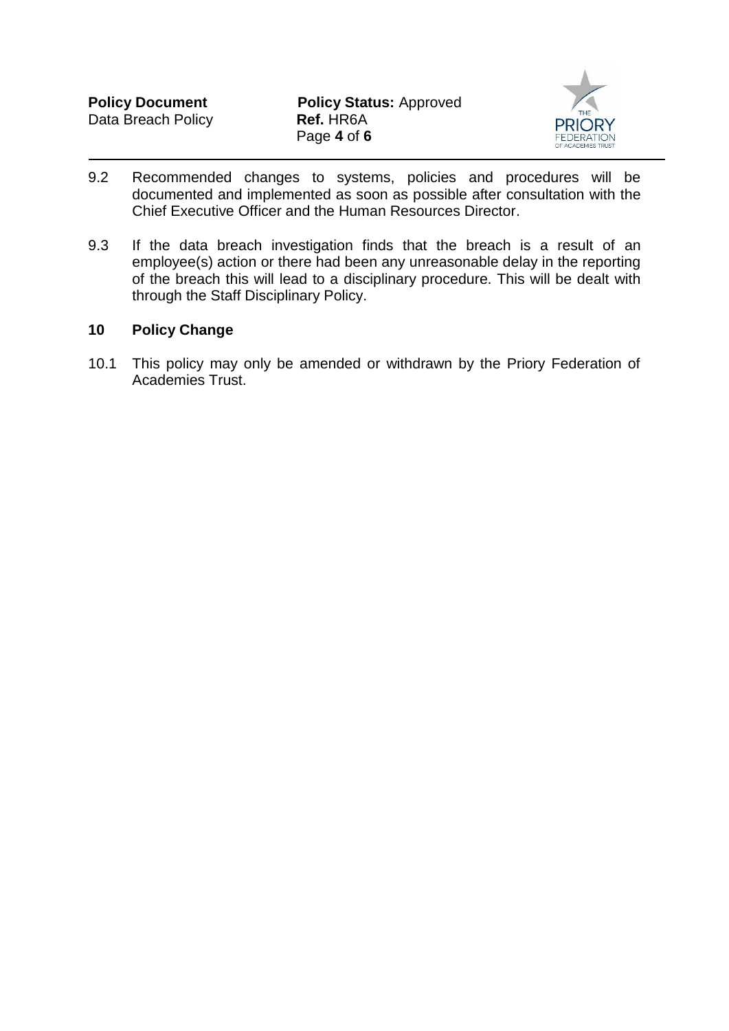9.2 Recommended changes to systems, policies and procedures will be documented and implemented as soon as possible after consultation with the Chief Executive Officer and the Human Resources Director.

9.3 If the data breach investigation finds that the breach is a result of an employee(s) action or there had been any unreasonable delay in the reporting of the breach this will lead to a disciplinary procedure. This will be dealt with through the Staff Disciplinary Policy.

## 10 Policy Change

10.1 This policy may only be amended or withdrawn by the Priory Federation of Academies Trust.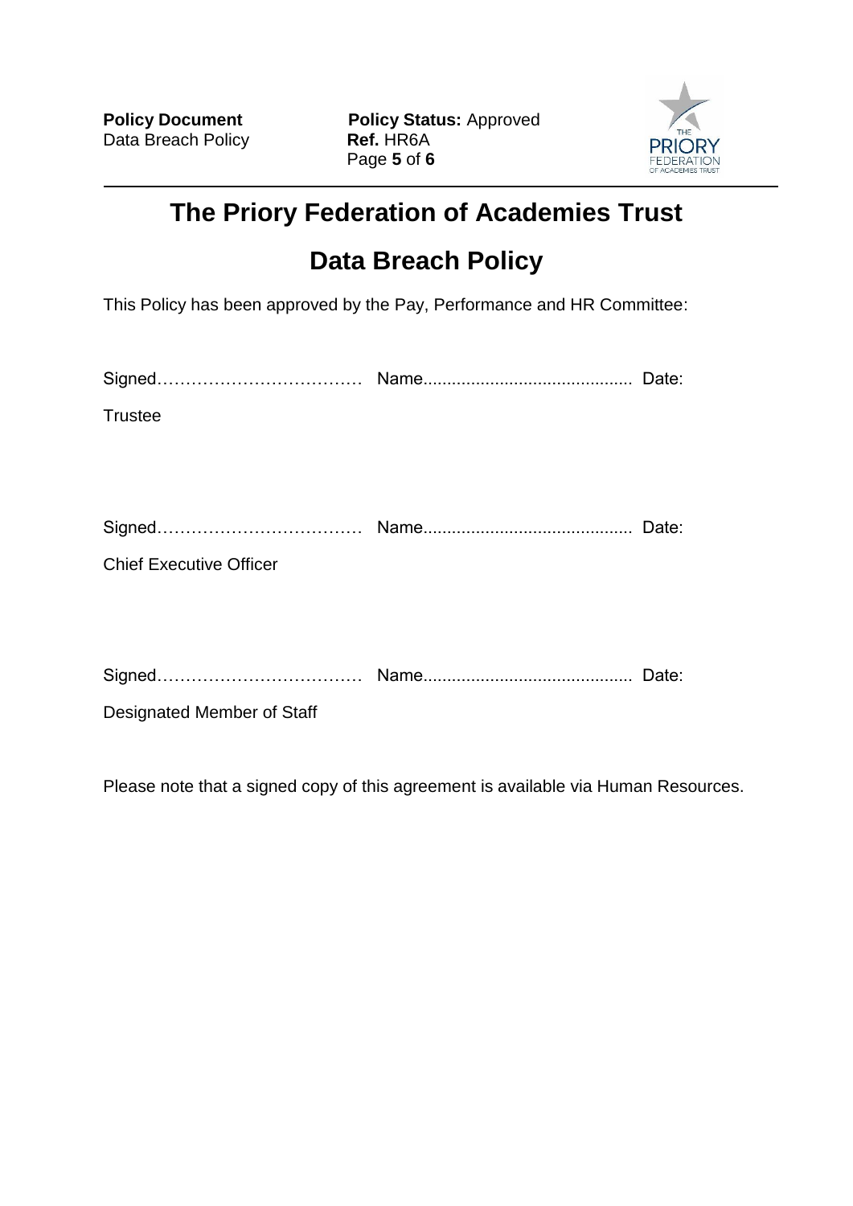# The Priory Federation of Academies Trust

# Data Breach Policy

This Policy has been approved by the Pay, Performance and HR Committee:

Signed……………………………… Name........................................... Date:

Trustee

Signed……………………………… Name........................................... Date:

Chief Executive Officer

Signed……………………………… Name........................................... Date:

Designated Member of Staff

Please note that a signed copy of this agreement is available via Human Resources.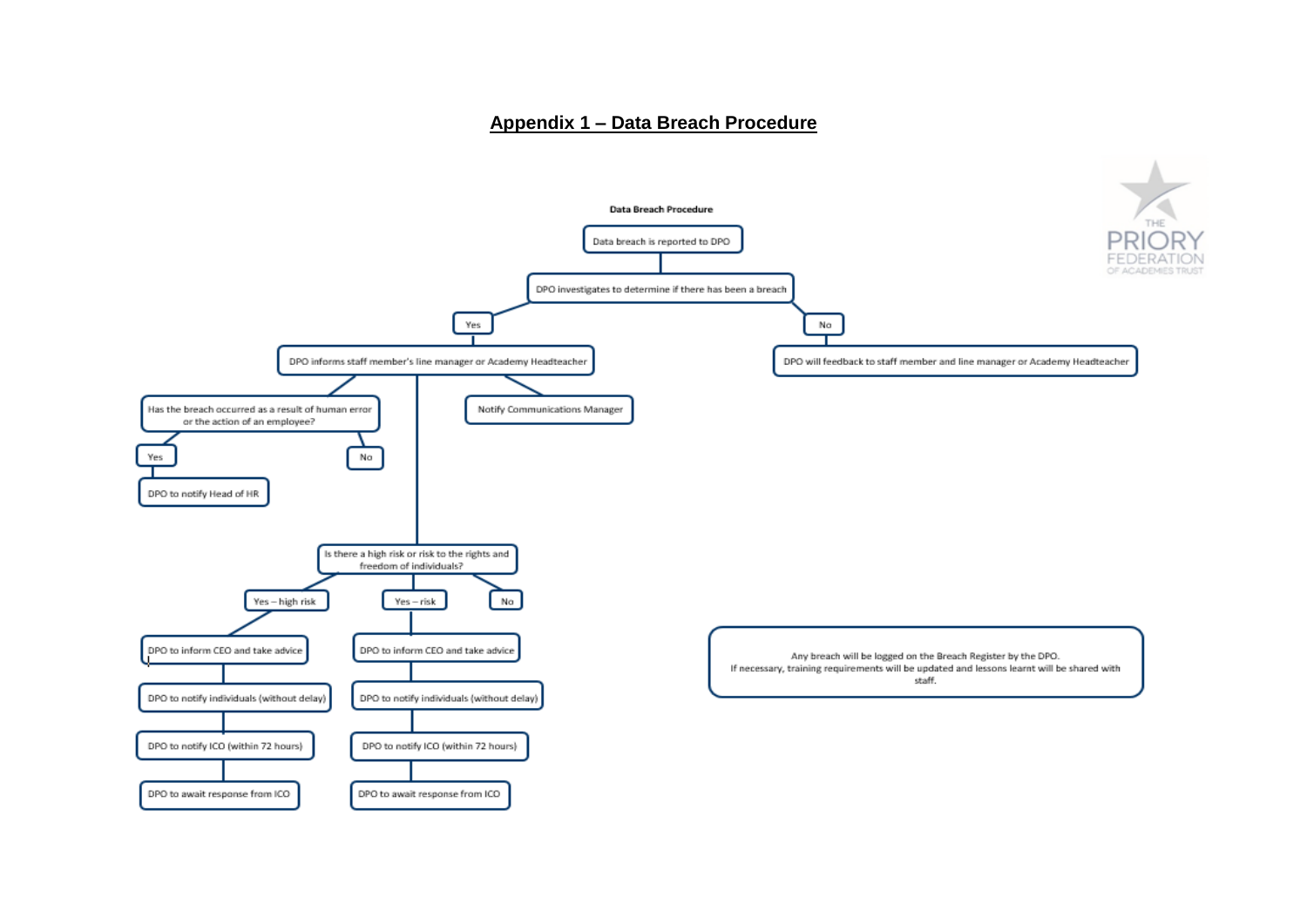## Appendix 1 – Data Breach Procedure

THE PRIORY FEDERATION OF ACADEMIES TRUST

Data Breach Procedure

Data breach is reported to DPO

DPO investigates to determine if there has been a breach

Yes

DPO informs staff member's line manager or Academy Headteacher

Has the breach occurred as a result of human error or the action of an employee?

Yes

DPO to notify Head of HR

No

Notify Communications Manager

Is there a high risk or risk to the rights and freedom of individuals?

Yes – high risk

DPO to inform CEO and take advice

DPO to notify individuals (without delay)

DPO to notify ICO (within 72 hours)

DPO to await response from ICO

Yes – risk

DPO to inform CEO and take advice

DPO to notify individuals (without delay)

DPO to notify ICO (within 72 hours)

DPO to await response from ICO

No

No

DPO will feedback to staff member and line manager or Academy Headteacher

Any breach will be logged on the Breach Register by the DPO.
If necessary, training requirements will be updated and lessons learnt will be shared with staff.